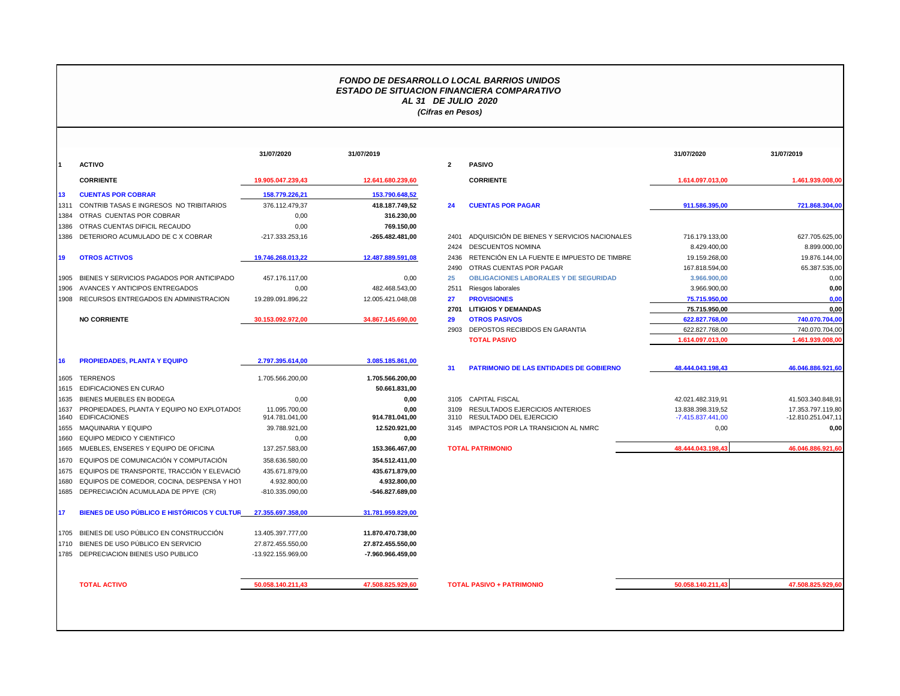*FONDO DE DESARROLLO LOCAL BARRIOS UNIDOS*
*ESTADO DE SITUACION FINANCIERA COMPARATIVO*
*AL 31 DE JULIO 2020*
*(Cifras en Pesos)*

| | | 31/07/2020 | 31/07/2019 |
|---|---|---|---|
| 1 | **ACTIVO** | | |
| | **CORRIENTE** | 19.905.047.239,43 | 12.641.680.239,60 |
| 13 | **CUENTAS POR COBRAR** | 158.779.226,21 | 153.790.648,52 |
| 1311 | CONTRIB TASAS E INGRESOS NO TRIBITARIOS | 376.112.479,37 | 418.187.749,52 |
| 1384 | OTRAS CUENTAS POR COBRAR | 0,00 | 316.230,00 |
| 1386 | OTRAS CUENTAS DIFICIL RECAUDO | 0,00 | 769.150,00 |
| 1386 | DETERIORO ACUMULADO DE C X COBRAR | -217.333.253,16 | -265.482.481,00 |
| 19 | **OTROS ACTIVOS** | 19.746.268.013,22 | 12.487.889.591,08 |
| 1905 | BIENES Y SERVICIOS PAGADOS POR ANTICIPADO | 457.176.117,00 | 0,00 |
| 1906 | AVANCES Y ANTICIPOS ENTREGADOS | 0,00 | 482.468.543,00 |
| 1908 | RECURSOS ENTREGADOS EN ADMINISTRACION | 19.289.091.896,22 | 12.005.421.048,08 |
| | **NO CORRIENTE** | 30.153.092.972,00 | 34.867.145.690,00 |
| 16 | **PROPIEDADES, PLANTA Y EQUIPO** | 2.797.395.614,00 | 3.085.185.861,00 |
| 1605 | TERRENOS | 1.705.566.200,00 | 1.705.566.200,00 |
| 1615 | EDIFICACIONES EN CURAO | | 50.661.831,00 |
| 1635 | BIENES MUEBLES EN BODEGA | 0,00 | 0,00 |
| 1637 | PROPIEDADES, PLANTA Y EQUIPO NO EXPLOTADOS | 11.095.700,00 | 0,00 |
| 1640 | EDIFICACIONES | 914.781.041,00 | 914.781.041,00 |
| 1655 | MAQUINARIA Y EQUIPO | 39.788.921,00 | 12.520.921,00 |
| 1660 | EQUIPO MEDICO Y CIENTIFICO | 0,00 | 0,00 |
| 1665 | MUEBLES, ENSERES Y EQUIPO DE OFICINA | 137.257.583,00 | 153.366.467,00 |
| 1670 | EQUIPOS DE COMUNICACIÓN Y COMPUTACIÓN | 358.636.580,00 | 354.512.411,00 |
| 1675 | EQUIPOS DE TRANSPORTE, TRACCIÓN Y ELEVACIÓ | 435.671.879,00 | 435.671.879,00 |
| 1680 | EQUIPOS DE COMEDOR, COCINA, DESPENSA Y HOT | 4.932.800,00 | 4.932.800,00 |
| 1685 | DEPRECIACIÓN ACUMULADA DE PPYE (CR) | -810.335.090,00 | -546.827.689,00 |
| 17 | **BIENES DE USO PÚBLICO E HISTÓRICOS Y CULTUR** | 27.355.697.358,00 | 31.781.959.829,00 |
| 1705 | BIENES DE USO PÚBLICO EN CONSTRUCCIÓN | 13.405.397.777,00 | 11.870.470.738,00 |
| 1710 | BIENES DE USO PÚBLICO EN SERVICIO | 27.872.455.550,00 | 27.872.455.550,00 |
| 1785 | DEPRECIACION BIENES USO PUBLICO | -13.922.155.969,00 | -7.960.966.459,00 |
| | **TOTAL ACTIVO** | 50.058.140.211,43 | 47.508.825.929,60 |

| | | 31/07/2020 | 31/07/2019 |
|---|---|---|---|
| 2 | **PASIVO** | | |
| | **CORRIENTE** | 1.614.097.013,00 | 1.461.939.008,00 |
| 24 | **CUENTAS POR PAGAR** | 911.586.395,00 | 721.868.304,00 |
| 2401 | ADQUISICIÓN DE BIENES Y SERVICIOS NACIONALES | 716.179.133,00 | 627.705.625,00 |
| 2424 | DESCUENTOS NOMINA | 8.429.400,00 | 8.899.000,00 |
| 2436 | RETENCIÓN EN LA FUENTE E IMPUESTO DE TIMBRE | 19.159.268,00 | 19.876.144,00 |
| 2490 | OTRAS CUENTAS POR PAGAR | 167.818.594,00 | 65.387.535,00 |
| 25 | **OBLIGACIONES LABORALES Y DE SEGURIDAD** | 3.966.900,00 | 0,00 |
| 2511 | Riesgos laborales | 3.966.900,00 | 0,00 |
| 27 | **PROVISIONES** | 75.715.950,00 | 0,00 |
| 2701 | **LITIGIOS Y DEMANDAS** | 75.715.950,00 | 0,00 |
| 29 | **OTROS PASIVOS** | 622.827.768,00 | 740.070.704,00 |
| 2903 | DEPOSTOS RECIBIDOS EN GARANTIA | 622.827.768,00 | 740.070.704,00 |
| | **TOTAL PASIVO** | 1.614.097.013,00 | 1.461.939.008,00 |
| 31 | **PATRIMONIO DE LAS ENTIDADES DE GOBIERNO** | 48.444.043.198,43 | 46.046.886.921,60 |
| 3105 | CAPITAL FISCAL | 42.021.482.319,91 | 41.503.340.848,91 |
| 3109 | RESULTADOS EJERCICIOS ANTERIOES | 13.838.398.319,52 | 17.353.797.119,80 |
| 3110 | RESULTADO DEL EJERCICIO | -7.415.837.441,00 | -12.810.251.047,11 |
| 3145 | IMPACTOS POR LA TRANSICION AL NMRC | 0,00 | 0,00 |
| | **TOTAL PATRIMONIO** | 48.444.043.198,43 | 46.046.886.921,60 |
| | **TOTAL PASIVO + PATRIMONIO** | 50.058.140.211,43 | 47.508.825.929,60 |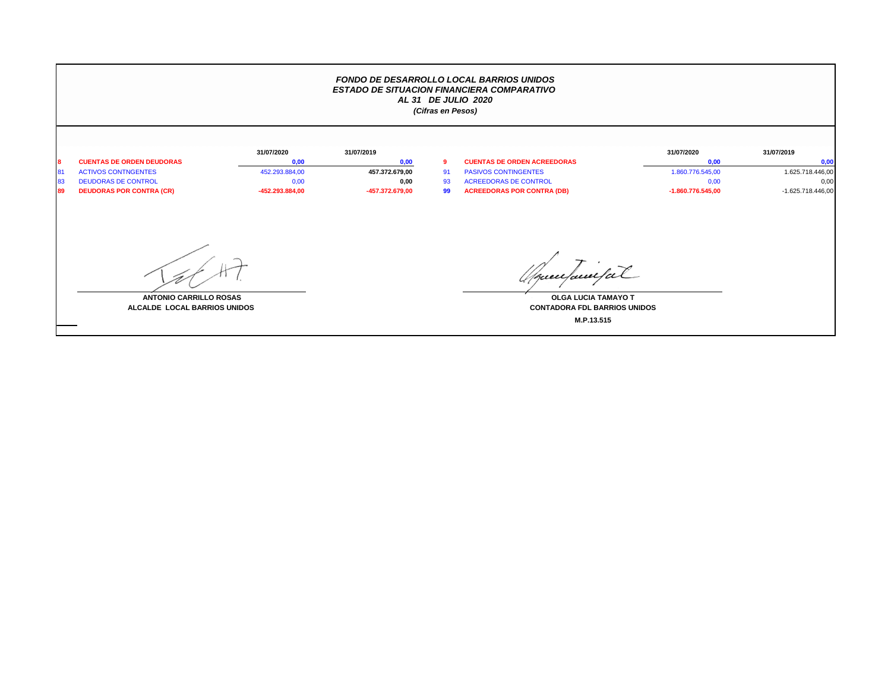***FONDO DE DESARROLLO LOCAL BARRIOS UNIDOS***
***ESTADO DE SITUACION FINANCIERA COMPARATIVO***
***AL 31 DE JULIO 2020***
***(Cifras en Pesos)***

| | | 31/07/2020 | 31/07/2019 | | | 31/07/2020 | 31/07/2019 |
|---|---|---|---|---|---|---|---|
| **8** | **CUENTAS DE ORDEN DEUDORAS** | **0,00** | **0,00** | **9** | **CUENTAS DE ORDEN ACREEDORAS** | **0,00** | **0,00** |
| 81 | ACTIVOS CONTNGENTES | 452.293.884,00 | **457.372.679,00** | 91 | PASIVOS CONTINGENTES | 1.860.776.545,00 | 1.625.718.446,00 |
| 83 | DEUDORAS DE CONTROL | 0,00 | **0,00** | 93 | ACREEDORAS DE CONTROL | 0,00 | 0,00 |
| **89** | **DEUDORAS POR CONTRA (CR)** | **-452.293.884,00** | **-457.372.679,00** | **99** | **ACREEDORAS POR CONTRA (DB)** | **-1.860.776.545,00** | -1.625.718.446,00 |

**ANTONIO CARRILLO ROSAS**
**ALCALDE LOCAL BARRIOS UNIDOS**

**OLGA LUCIA TAMAYO T**
**CONTADORA FDL BARRIOS UNIDOS**
**M.P.13.515**